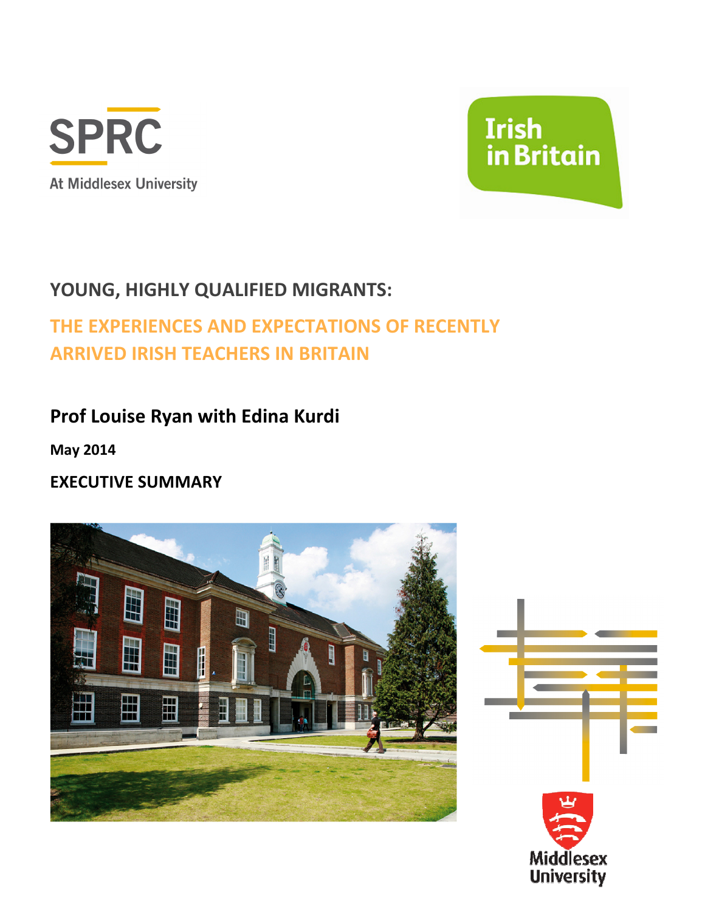SPRC

At Middlesex University

Irish in Britain

# YOUNG, HIGHLY QUALIFIED MIGRANTS:

## THE EXPERIENCES AND EXPECTATIONS OF RECENTLY ARRIVED IRISH TEACHERS IN BRITAIN

**Prof Louise Ryan with Edina Kurdi**

**May 2014**

**EXECUTIVE SUMMARY**

Middlesex University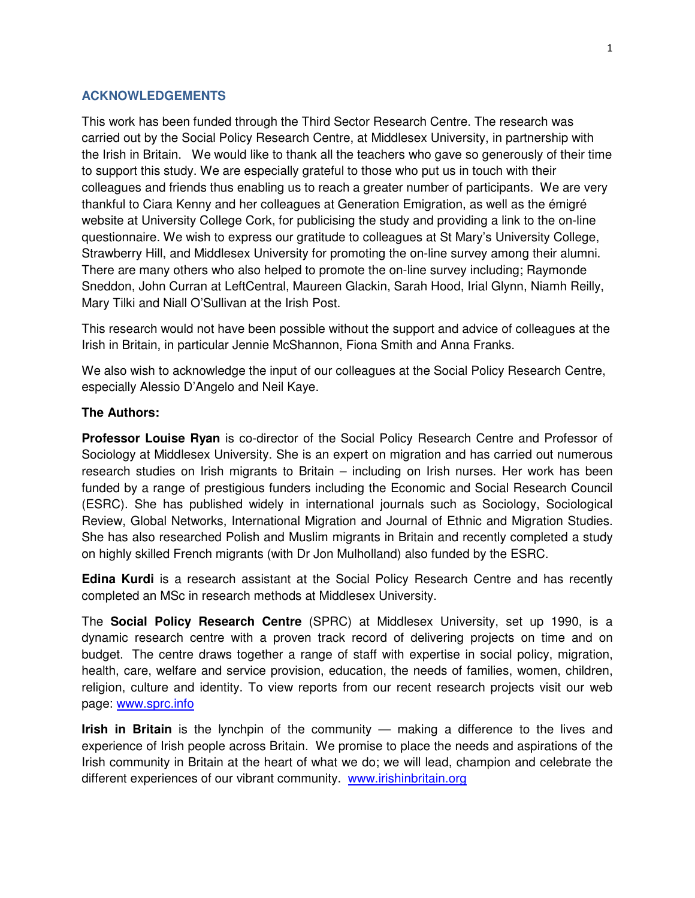## ACKNOWLEDGEMENTS

This work has been funded through the Third Sector Research Centre. The research was carried out by the Social Policy Research Centre, at Middlesex University, in partnership with the Irish in Britain. We would like to thank all the teachers who gave so generously of their time to support this study. We are especially grateful to those who put us in touch with their colleagues and friends thus enabling us to reach a greater number of participants. We are very thankful to Ciara Kenny and her colleagues at Generation Emigration, as well as the émigré website at University College Cork, for publicising the study and providing a link to the on-line questionnaire. We wish to express our gratitude to colleagues at St Mary's University College, Strawberry Hill, and Middlesex University for promoting the on-line survey among their alumni. There are many others who also helped to promote the on-line survey including; Raymonde Sneddon, John Curran at LeftCentral, Maureen Glackin, Sarah Hood, Irial Glynn, Niamh Reilly, Mary Tilki and Niall O'Sullivan at the Irish Post.

This research would not have been possible without the support and advice of colleagues at the Irish in Britain, in particular Jennie McShannon, Fiona Smith and Anna Franks.

We also wish to acknowledge the input of our colleagues at the Social Policy Research Centre, especially Alessio D'Angelo and Neil Kaye.

**The Authors:**

**Professor Louise Ryan** is co-director of the Social Policy Research Centre and Professor of Sociology at Middlesex University. She is an expert on migration and has carried out numerous research studies on Irish migrants to Britain – including on Irish nurses. Her work has been funded by a range of prestigious funders including the Economic and Social Research Council (ESRC). She has published widely in international journals such as Sociology, Sociological Review, Global Networks, International Migration and Journal of Ethnic and Migration Studies. She has also researched Polish and Muslim migrants in Britain and recently completed a study on highly skilled French migrants (with Dr Jon Mulholland) also funded by the ESRC.

**Edina Kurdi** is a research assistant at the Social Policy Research Centre and has recently completed an MSc in research methods at Middlesex University.

The **Social Policy Research Centre** (SPRC) at Middlesex University, set up 1990, is a dynamic research centre with a proven track record of delivering projects on time and on budget. The centre draws together a range of staff with expertise in social policy, migration, health, care, welfare and service provision, education, the needs of families, women, children, religion, culture and identity. To view reports from our recent research projects visit our web page: www.sprc.info

**Irish in Britain** is the lynchpin of the community — making a difference to the lives and experience of Irish people across Britain. We promise to place the needs and aspirations of the Irish community in Britain at the heart of what we do; we will lead, champion and celebrate the different experiences of our vibrant community. www.irishinbritain.org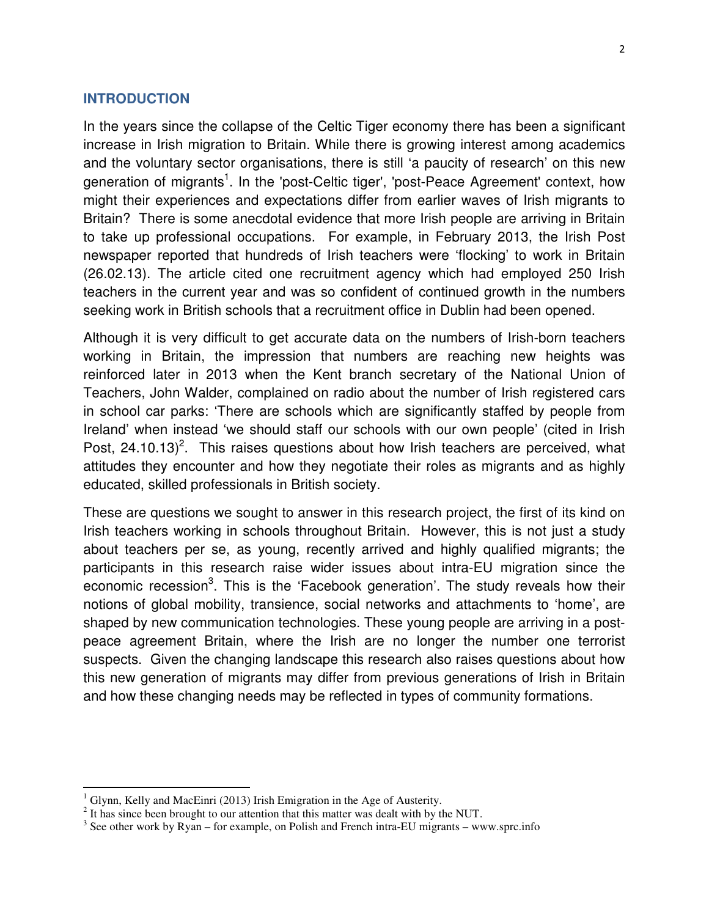## INTRODUCTION

In the years since the collapse of the Celtic Tiger economy there has been a significant increase in Irish migration to Britain. While there is growing interest among academics and the voluntary sector organisations, there is still 'a paucity of research' on this new generation of migrants[1]. In the 'post-Celtic tiger', 'post-Peace Agreement' context, how might their experiences and expectations differ from earlier waves of Irish migrants to Britain? There is some anecdotal evidence that more Irish people are arriving in Britain to take up professional occupations. For example, in February 2013, the Irish Post newspaper reported that hundreds of Irish teachers were 'flocking' to work in Britain (26.02.13). The article cited one recruitment agency which had employed 250 Irish teachers in the current year and was so confident of continued growth in the numbers seeking work in British schools that a recruitment office in Dublin had been opened.

Although it is very difficult to get accurate data on the numbers of Irish-born teachers working in Britain, the impression that numbers are reaching new heights was reinforced later in 2013 when the Kent branch secretary of the National Union of Teachers, John Walder, complained on radio about the number of Irish registered cars in school car parks: 'There are schools which are significantly staffed by people from Ireland' when instead 'we should staff our schools with our own people' (cited in Irish Post, 24.10.13)[2]. This raises questions about how Irish teachers are perceived, what attitudes they encounter and how they negotiate their roles as migrants and as highly educated, skilled professionals in British society.

These are questions we sought to answer in this research project, the first of its kind on Irish teachers working in schools throughout Britain. However, this is not just a study about teachers per se, as young, recently arrived and highly qualified migrants; the participants in this research raise wider issues about intra-EU migration since the economic recession[3]. This is the 'Facebook generation'. The study reveals how their notions of global mobility, transience, social networks and attachments to 'home', are shaped by new communication technologies. These young people are arriving in a post-peace agreement Britain, where the Irish are no longer the number one terrorist suspects. Given the changing landscape this research also raises questions about how this new generation of migrants may differ from previous generations of Irish in Britain and how these changing needs may be reflected in types of community formations.

---

[1] Glynn, Kelly and MacEinri (2013) Irish Emigration in the Age of Austerity.

[2] It has since been brought to our attention that this matter was dealt with by the NUT.

[3] See other work by Ryan – for example, on Polish and French intra-EU migrants – www.sprc.info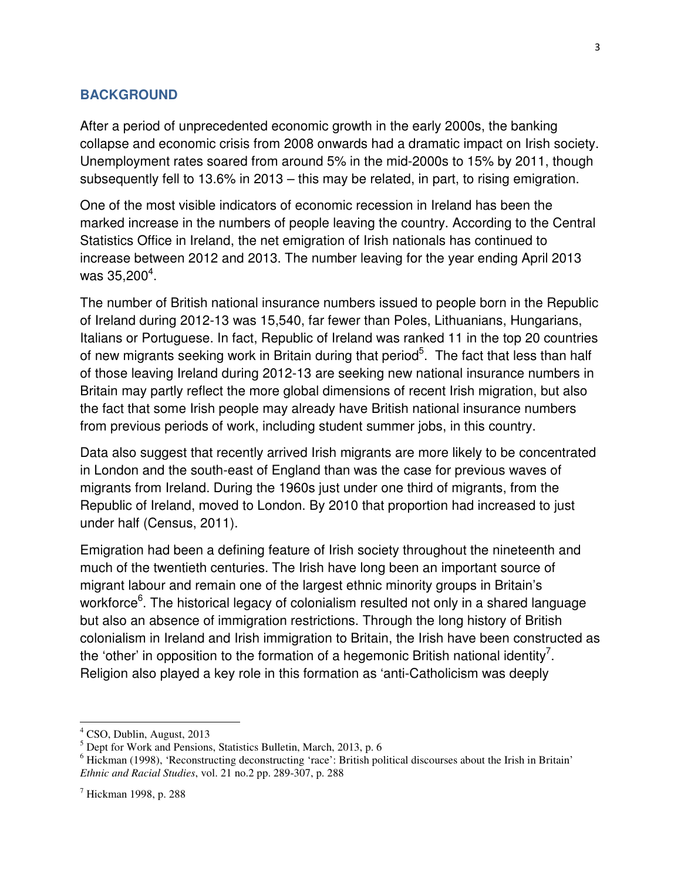## BACKGROUND

After a period of unprecedented economic growth in the early 2000s, the banking collapse and economic crisis from 2008 onwards had a dramatic impact on Irish society. Unemployment rates soared from around 5% in the mid-2000s to 15% by 2011, though subsequently fell to 13.6% in 2013 – this may be related, in part, to rising emigration.

One of the most visible indicators of economic recession in Ireland has been the marked increase in the numbers of people leaving the country. According to the Central Statistics Office in Ireland, the net emigration of Irish nationals has continued to increase between 2012 and 2013. The number leaving for the year ending April 2013 was 35,200[4].

The number of British national insurance numbers issued to people born in the Republic of Ireland during 2012-13 was 15,540, far fewer than Poles, Lithuanians, Hungarians, Italians or Portuguese. In fact, Republic of Ireland was ranked 11 in the top 20 countries of new migrants seeking work in Britain during that period[5]. The fact that less than half of those leaving Ireland during 2012-13 are seeking new national insurance numbers in Britain may partly reflect the more global dimensions of recent Irish migration, but also the fact that some Irish people may already have British national insurance numbers from previous periods of work, including student summer jobs, in this country.

Data also suggest that recently arrived Irish migrants are more likely to be concentrated in London and the south-east of England than was the case for previous waves of migrants from Ireland. During the 1960s just under one third of migrants, from the Republic of Ireland, moved to London. By 2010 that proportion had increased to just under half (Census, 2011).

Emigration had been a defining feature of Irish society throughout the nineteenth and much of the twentieth centuries. The Irish have long been an important source of migrant labour and remain one of the largest ethnic minority groups in Britain's workforce[6]. The historical legacy of colonialism resulted not only in a shared language but also an absence of immigration restrictions. Through the long history of British colonialism in Ireland and Irish immigration to Britain, the Irish have been constructed as the 'other' in opposition to the formation of a hegemonic British national identity[7]. Religion also played a key role in this formation as 'anti-Catholicism was deeply

---

[4] CSO, Dublin, August, 2013

[5] Dept for Work and Pensions, Statistics Bulletin, March, 2013, p. 6

[6] Hickman (1998), 'Reconstructing deconstructing 'race': British political discourses about the Irish in Britain' *Ethnic and Racial Studies*, vol. 21 no.2 pp. 289-307, p. 288

[7] Hickman 1998, p. 288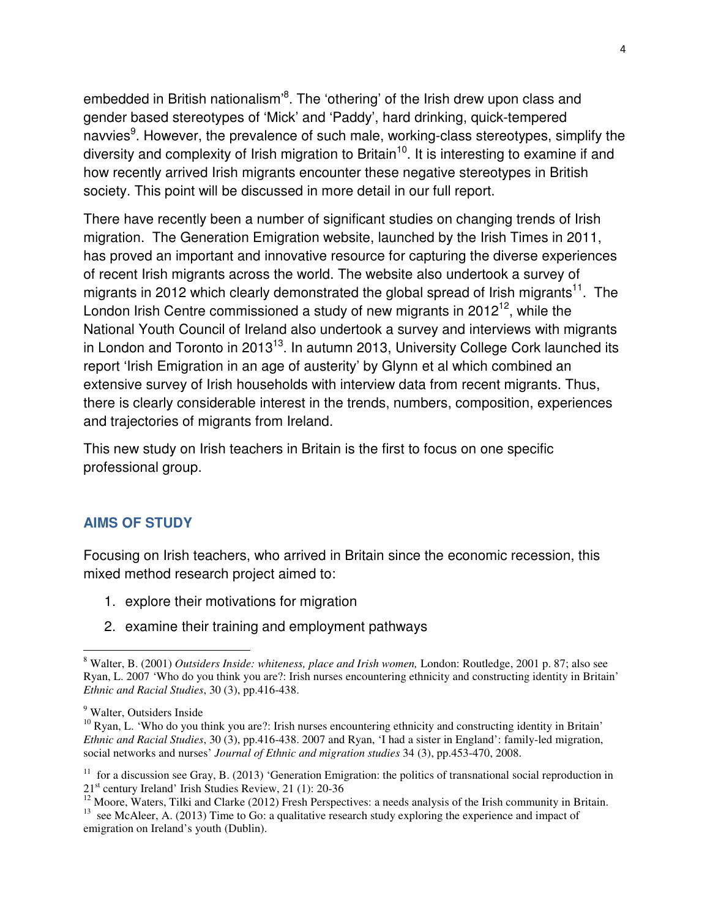embedded in British nationalism'[8]. The 'othering' of the Irish drew upon class and gender based stereotypes of 'Mick' and 'Paddy', hard drinking, quick-tempered navvies[9]. However, the prevalence of such male, working-class stereotypes, simplify the diversity and complexity of Irish migration to Britain[10]. It is interesting to examine if and how recently arrived Irish migrants encounter these negative stereotypes in British society. This point will be discussed in more detail in our full report.

There have recently been a number of significant studies on changing trends of Irish migration. The Generation Emigration website, launched by the Irish Times in 2011, has proved an important and innovative resource for capturing the diverse experiences of recent Irish migrants across the world. The website also undertook a survey of migrants in 2012 which clearly demonstrated the global spread of Irish migrants[11]. The London Irish Centre commissioned a study of new migrants in 2012[12], while the National Youth Council of Ireland also undertook a survey and interviews with migrants in London and Toronto in 2013[13]. In autumn 2013, University College Cork launched its report 'Irish Emigration in an age of austerity' by Glynn et al which combined an extensive survey of Irish households with interview data from recent migrants. Thus, there is clearly considerable interest in the trends, numbers, composition, experiences and trajectories of migrants from Ireland.

This new study on Irish teachers in Britain is the first to focus on one specific professional group.

## AIMS OF STUDY

Focusing on Irish teachers, who arrived in Britain since the economic recession, this mixed method research project aimed to:

1. explore their motivations for migration
2. examine their training and employment pathways

---

[8] Walter, B. (2001) *Outsiders Inside: whiteness, place and Irish women,* London: Routledge, 2001 p. 87; also see Ryan, L. 2007 'Who do you think you are?: Irish nurses encountering ethnicity and constructing identity in Britain' *Ethnic and Racial Studies*, 30 (3), pp.416-438.

[9] Walter, Outsiders Inside

[10] Ryan, L. 'Who do you think you are?: Irish nurses encountering ethnicity and constructing identity in Britain' *Ethnic and Racial Studies*, 30 (3), pp.416-438. 2007 and Ryan, 'I had a sister in England': family-led migration, social networks and nurses' *Journal of Ethnic and migration studies* 34 (3), pp.453-470, 2008.

[11] for a discussion see Gray, B. (2013) 'Generation Emigration: the politics of transnational social reproduction in 21st century Ireland' Irish Studies Review, 21 (1): 20-36

[12] Moore, Waters, Tilki and Clarke (2012) Fresh Perspectives: a needs analysis of the Irish community in Britain.

[13] see McAleer, A. (2013) Time to Go: a qualitative research study exploring the experience and impact of emigration on Ireland's youth (Dublin).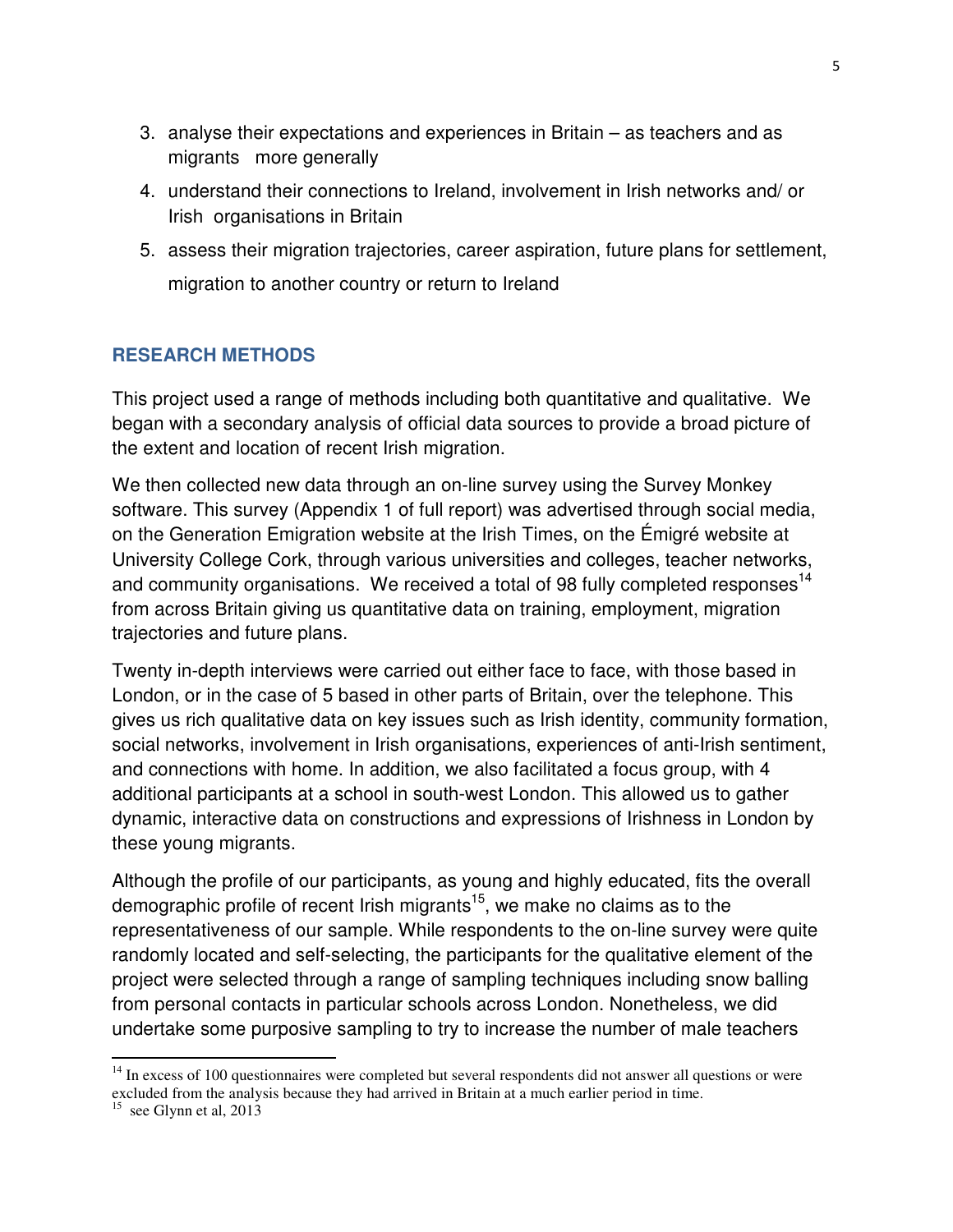3. analyse their expectations and experiences in Britain – as teachers and as migrants more generally
4. understand their connections to Ireland, involvement in Irish networks and/ or Irish organisations in Britain
5. assess their migration trajectories, career aspiration, future plans for settlement, migration to another country or return to Ireland

## RESEARCH METHODS

This project used a range of methods including both quantitative and qualitative. We began with a secondary analysis of official data sources to provide a broad picture of the extent and location of recent Irish migration.

We then collected new data through an on-line survey using the Survey Monkey software. This survey (Appendix 1 of full report) was advertised through social media, on the Generation Emigration website at the Irish Times, on the Émigré website at University College Cork, through various universities and colleges, teacher networks, and community organisations. We received a total of 98 fully completed responses[14] from across Britain giving us quantitative data on training, employment, migration trajectories and future plans.

Twenty in-depth interviews were carried out either face to face, with those based in London, or in the case of 5 based in other parts of Britain, over the telephone. This gives us rich qualitative data on key issues such as Irish identity, community formation, social networks, involvement in Irish organisations, experiences of anti-Irish sentiment, and connections with home. In addition, we also facilitated a focus group, with 4 additional participants at a school in south-west London. This allowed us to gather dynamic, interactive data on constructions and expressions of Irishness in London by these young migrants.

Although the profile of our participants, as young and highly educated, fits the overall demographic profile of recent Irish migrants[15], we make no claims as to the representativeness of our sample. While respondents to the on-line survey were quite randomly located and self-selecting, the participants for the qualitative element of the project were selected through a range of sampling techniques including snow balling from personal contacts in particular schools across London. Nonetheless, we did undertake some purposive sampling to try to increase the number of male teachers

---

[14] In excess of 100 questionnaires were completed but several respondents did not answer all questions or were excluded from the analysis because they had arrived in Britain at a much earlier period in time.

[15] see Glynn et al, 2013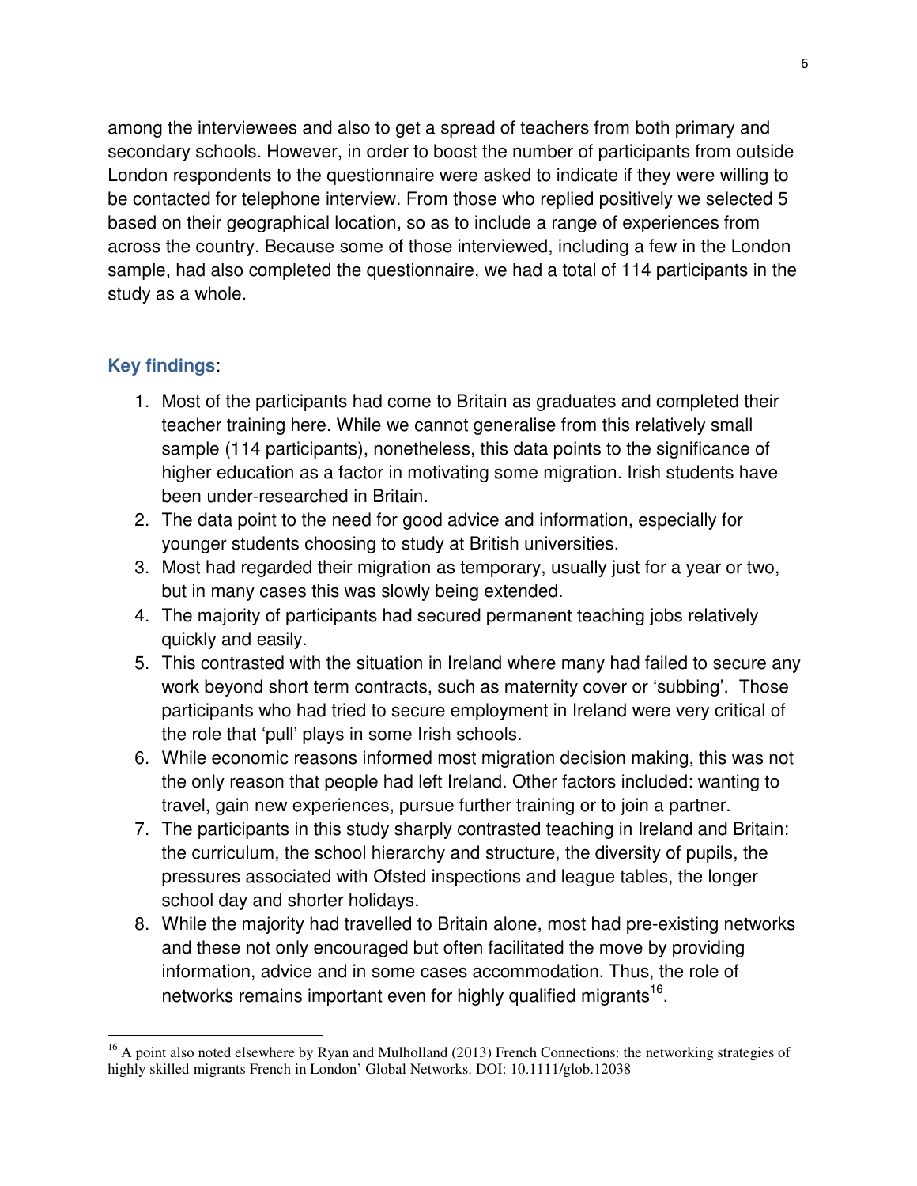among the interviewees and also to get a spread of teachers from both primary and secondary schools. However, in order to boost the number of participants from outside London respondents to the questionnaire were asked to indicate if they were willing to be contacted for telephone interview. From those who replied positively we selected 5 based on their geographical location, so as to include a range of experiences from across the country. Because some of those interviewed, including a few in the London sample, had also completed the questionnaire, we had a total of 114 participants in the study as a whole.

### **Key findings**:

1. Most of the participants had come to Britain as graduates and completed their teacher training here. While we cannot generalise from this relatively small sample (114 participants), nonetheless, this data points to the significance of higher education as a factor in motivating some migration. Irish students have been under-researched in Britain.
2. The data point to the need for good advice and information, especially for younger students choosing to study at British universities.
3. Most had regarded their migration as temporary, usually just for a year or two, but in many cases this was slowly being extended.
4. The majority of participants had secured permanent teaching jobs relatively quickly and easily.
5. This contrasted with the situation in Ireland where many had failed to secure any work beyond short term contracts, such as maternity cover or 'subbing'. Those participants who had tried to secure employment in Ireland were very critical of the role that 'pull' plays in some Irish schools.
6. While economic reasons informed most migration decision making, this was not the only reason that people had left Ireland. Other factors included: wanting to travel, gain new experiences, pursue further training or to join a partner.
7. The participants in this study sharply contrasted teaching in Ireland and Britain: the curriculum, the school hierarchy and structure, the diversity of pupils, the pressures associated with Ofsted inspections and league tables, the longer school day and shorter holidays.
8. While the majority had travelled to Britain alone, most had pre-existing networks and these not only encouraged but often facilitated the move by providing information, advice and in some cases accommodation. Thus, the role of networks remains important even for highly qualified migrants[16].

[16] A point also noted elsewhere by Ryan and Mulholland (2013) French Connections: the networking strategies of highly skilled migrants French in London' Global Networks. DOI: 10.1111/glob.12038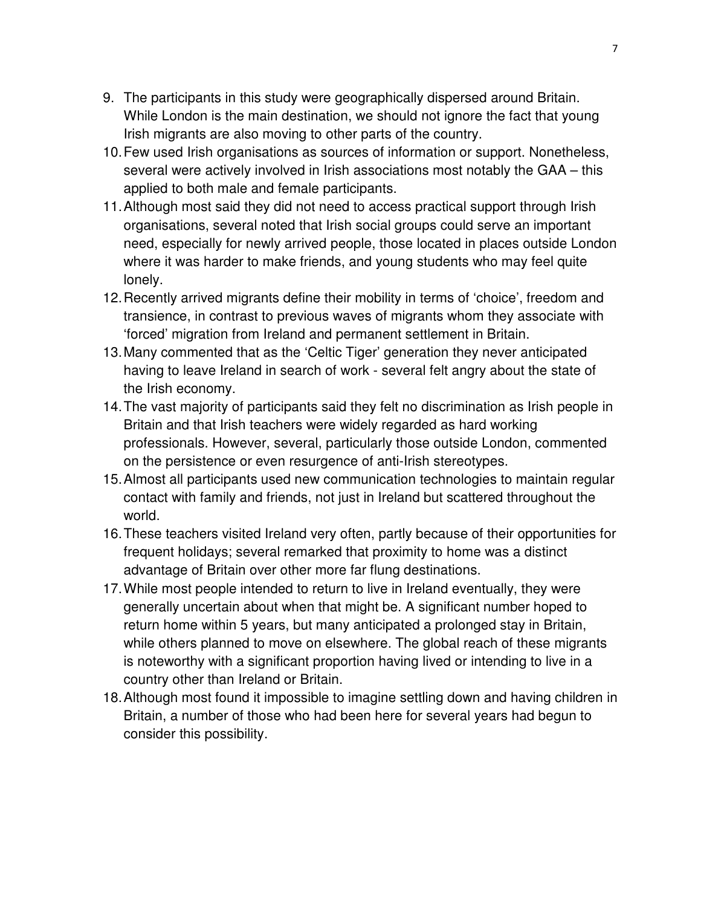9. The participants in this study were geographically dispersed around Britain. While London is the main destination, we should not ignore the fact that young Irish migrants are also moving to other parts of the country.
10. Few used Irish organisations as sources of information or support. Nonetheless, several were actively involved in Irish associations most notably the GAA – this applied to both male and female participants.
11. Although most said they did not need to access practical support through Irish organisations, several noted that Irish social groups could serve an important need, especially for newly arrived people, those located in places outside London where it was harder to make friends, and young students who may feel quite lonely.
12. Recently arrived migrants define their mobility in terms of 'choice', freedom and transience, in contrast to previous waves of migrants whom they associate with 'forced' migration from Ireland and permanent settlement in Britain.
13. Many commented that as the 'Celtic Tiger' generation they never anticipated having to leave Ireland in search of work - several felt angry about the state of the Irish economy.
14. The vast majority of participants said they felt no discrimination as Irish people in Britain and that Irish teachers were widely regarded as hard working professionals. However, several, particularly those outside London, commented on the persistence or even resurgence of anti-Irish stereotypes.
15. Almost all participants used new communication technologies to maintain regular contact with family and friends, not just in Ireland but scattered throughout the world.
16. These teachers visited Ireland very often, partly because of their opportunities for frequent holidays; several remarked that proximity to home was a distinct advantage of Britain over other more far flung destinations.
17. While most people intended to return to live in Ireland eventually, they were generally uncertain about when that might be. A significant number hoped to return home within 5 years, but many anticipated a prolonged stay in Britain, while others planned to move on elsewhere. The global reach of these migrants is noteworthy with a significant proportion having lived or intending to live in a country other than Ireland or Britain.
18. Although most found it impossible to imagine settling down and having children in Britain, a number of those who had been here for several years had begun to consider this possibility.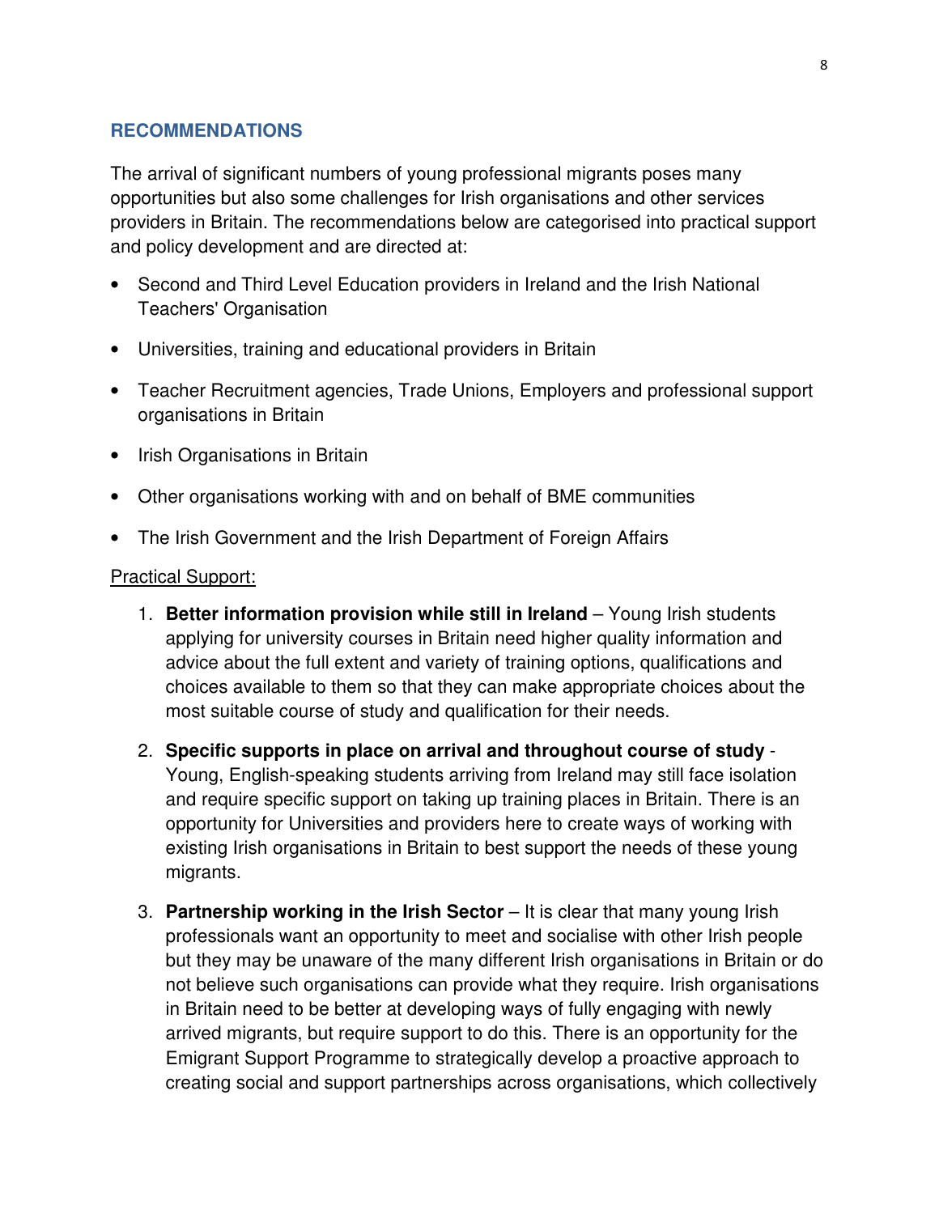## RECOMMENDATIONS

The arrival of significant numbers of young professional migrants poses many opportunities but also some challenges for Irish organisations and other services providers in Britain. The recommendations below are categorised into practical support and policy development and are directed at:

- Second and Third Level Education providers in Ireland and the Irish National Teachers' Organisation
- Universities, training and educational providers in Britain
- Teacher Recruitment agencies, Trade Unions, Employers and professional support organisations in Britain
- Irish Organisations in Britain
- Other organisations working with and on behalf of BME communities
- The Irish Government and the Irish Department of Foreign Affairs

Practical Support:

1. **Better information provision while still in Ireland** – Young Irish students applying for university courses in Britain need higher quality information and advice about the full extent and variety of training options, qualifications and choices available to them so that they can make appropriate choices about the most suitable course of study and qualification for their needs.
2. **Specific supports in place on arrival and throughout course of study** - Young, English-speaking students arriving from Ireland may still face isolation and require specific support on taking up training places in Britain. There is an opportunity for Universities and providers here to create ways of working with existing Irish organisations in Britain to best support the needs of these young migrants.
3. **Partnership working in the Irish Sector** – It is clear that many young Irish professionals want an opportunity to meet and socialise with other Irish people but they may be unaware of the many different Irish organisations in Britain or do not believe such organisations can provide what they require. Irish organisations in Britain need to be better at developing ways of fully engaging with newly arrived migrants, but require support to do this. There is an opportunity for the Emigrant Support Programme to strategically develop a proactive approach to creating social and support partnerships across organisations, which collectively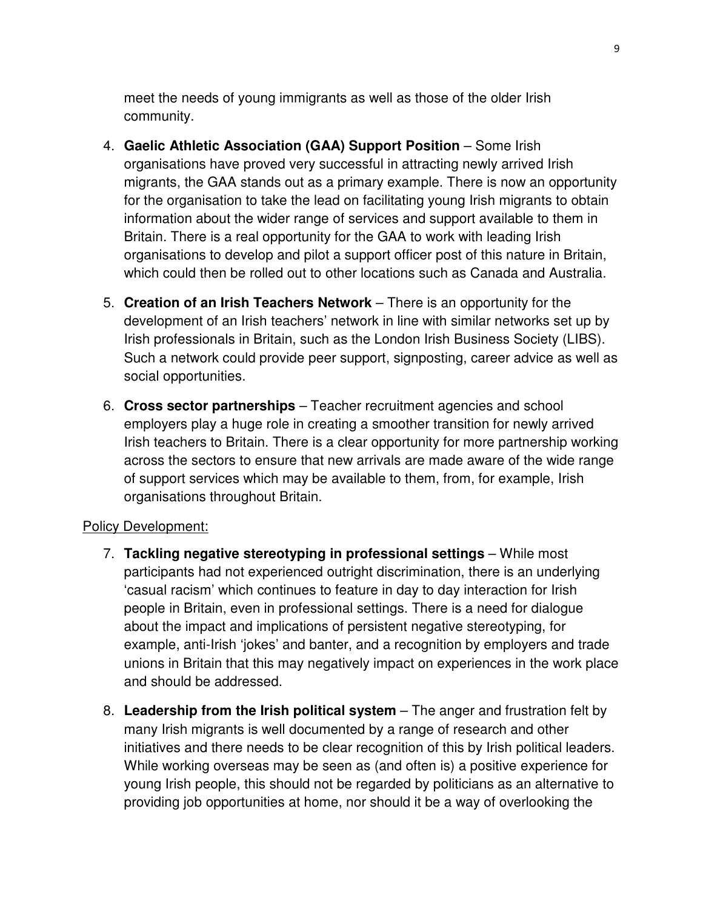meet the needs of young immigrants as well as those of the older Irish community.

4. **Gaelic Athletic Association (GAA) Support Position** – Some Irish organisations have proved very successful in attracting newly arrived Irish migrants, the GAA stands out as a primary example. There is now an opportunity for the organisation to take the lead on facilitating young Irish migrants to obtain information about the wider range of services and support available to them in Britain. There is a real opportunity for the GAA to work with leading Irish organisations to develop and pilot a support officer post of this nature in Britain, which could then be rolled out to other locations such as Canada and Australia.

5. **Creation of an Irish Teachers Network** – There is an opportunity for the development of an Irish teachers' network in line with similar networks set up by Irish professionals in Britain, such as the London Irish Business Society (LIBS). Such a network could provide peer support, signposting, career advice as well as social opportunities.

6. **Cross sector partnerships** – Teacher recruitment agencies and school employers play a huge role in creating a smoother transition for newly arrived Irish teachers to Britain. There is a clear opportunity for more partnership working across the sectors to ensure that new arrivals are made aware of the wide range of support services which may be available to them, from, for example, Irish organisations throughout Britain.

<u>Policy Development:</u>

7. **Tackling negative stereotyping in professional settings** – While most participants had not experienced outright discrimination, there is an underlying 'casual racism' which continues to feature in day to day interaction for Irish people in Britain, even in professional settings. There is a need for dialogue about the impact and implications of persistent negative stereotyping, for example, anti-Irish 'jokes' and banter, and a recognition by employers and trade unions in Britain that this may negatively impact on experiences in the work place and should be addressed.

8. **Leadership from the Irish political system** – The anger and frustration felt by many Irish migrants is well documented by a range of research and other initiatives and there needs to be clear recognition of this by Irish political leaders. While working overseas may be seen as (and often is) a positive experience for young Irish people, this should not be regarded by politicians as an alternative to providing job opportunities at home, nor should it be a way of overlooking the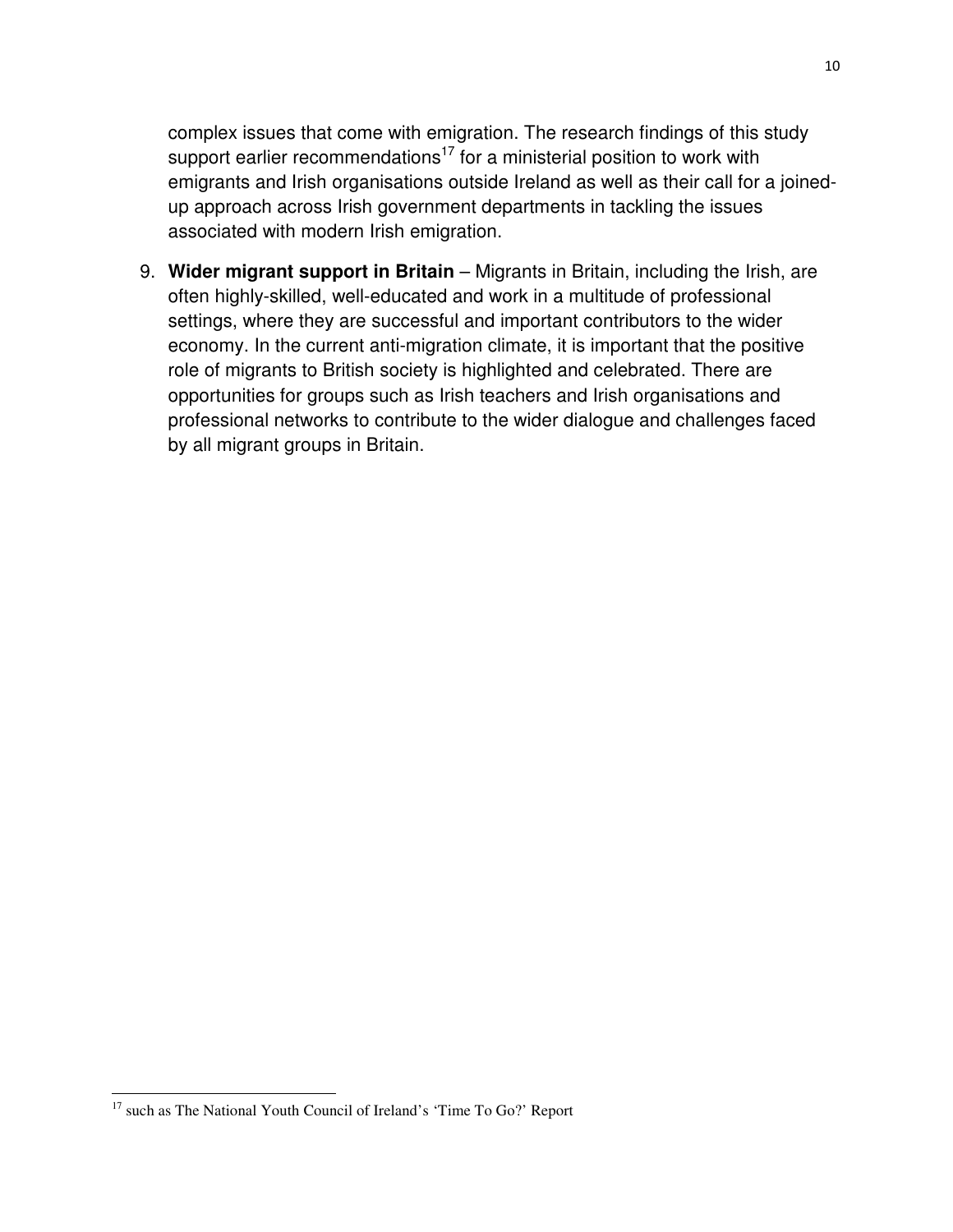complex issues that come with emigration. The research findings of this study support earlier recommendations[17] for a ministerial position to work with emigrants and Irish organisations outside Ireland as well as their call for a joined-up approach across Irish government departments in tackling the issues associated with modern Irish emigration.

9. **Wider migrant support in Britain** – Migrants in Britain, including the Irish, are often highly-skilled, well-educated and work in a multitude of professional settings, where they are successful and important contributors to the wider economy. In the current anti-migration climate, it is important that the positive role of migrants to British society is highlighted and celebrated. There are opportunities for groups such as Irish teachers and Irish organisations and professional networks to contribute to the wider dialogue and challenges faced by all migrant groups in Britain.

---

[17] such as The National Youth Council of Ireland's 'Time To Go?' Report